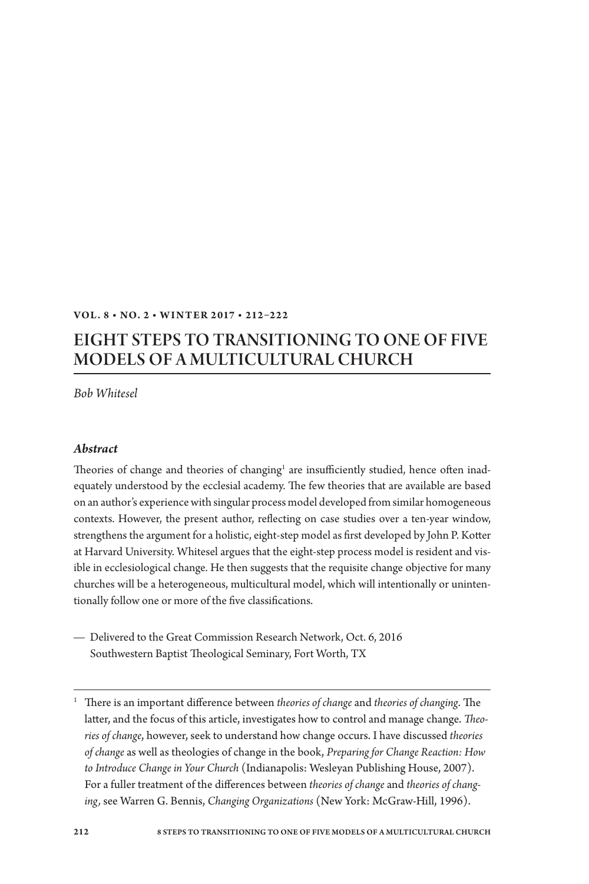# EIGHT STEPS TO TRANSITIONING TO ONE OF FIVE MODELS OF A MULTICULTURAL CHURCH

*Bob Whitesel*

### *Abstract*

Theories of change and theories of changing[1] are insufficiently studied, hence often inadequately understood by the ecclesial academy. The few theories that are available are based on an author's experience with singular process model developed from similar homogeneous contexts. However, the present author, reflecting on case studies over a ten-year window, strengthens the argument for a holistic, eight-step model as first developed by John P. Kotter at Harvard University. Whitesel argues that the eight-step process model is resident and visible in ecclesiological change. He then suggests that the requisite change objective for many churches will be a heterogeneous, multicultural model, which will intentionally or unintentionally follow one or more of the five classifications.

— Delivered to the Great Commission Research Network, Oct. 6, 2016
Southwestern Baptist Theological Seminary, Fort Worth, TX

---

[1] There is an important difference between *theories of change* and *theories of changing*. The latter, and the focus of this article, investigates how to control and manage change. *Theories of change*, however, seek to understand how change occurs. I have discussed *theories of change* as well as theologies of change in the book, *Preparing for Change Reaction: How to Introduce Change in Your Church* (Indianapolis: Wesleyan Publishing House, 2007). For a fuller treatment of the differences between *theories of change* and *theories of changing*, see Warren G. Bennis, *Changing Organizations* (New York: McGraw-Hill, 1996).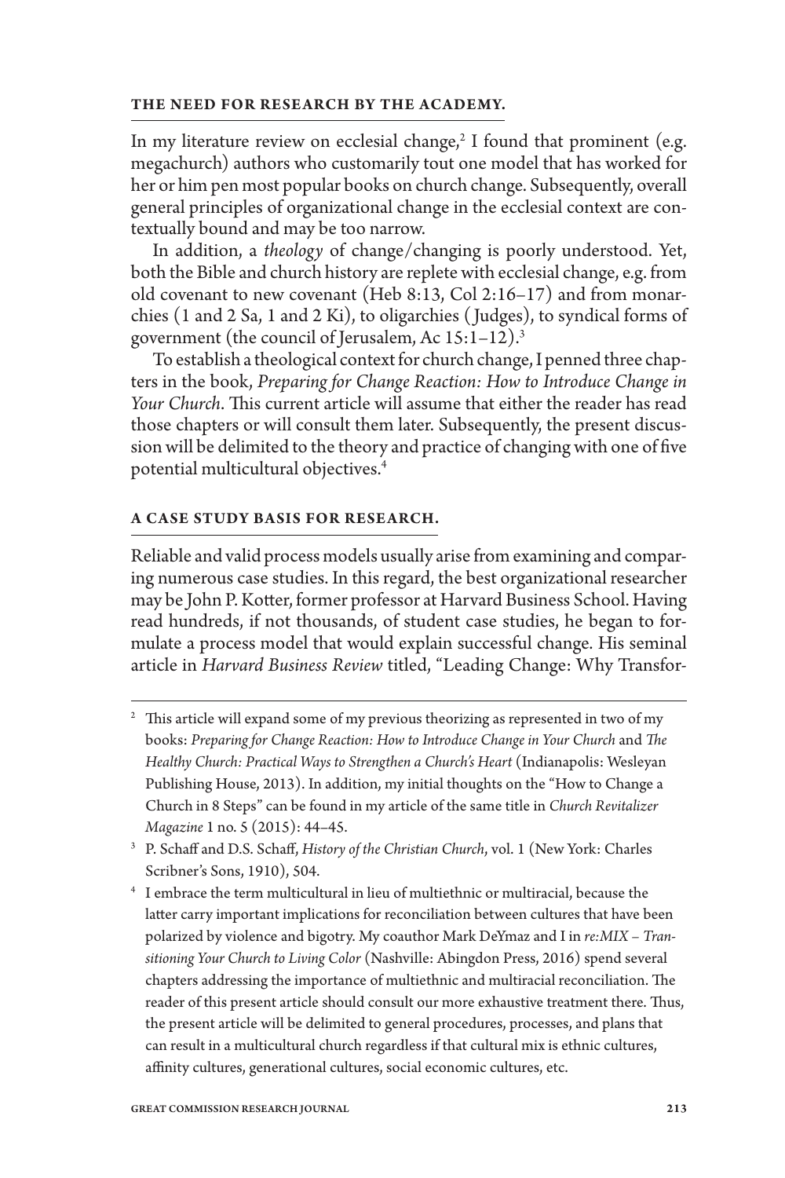## THE NEED FOR RESEARCH BY THE ACADEMY.

In my literature review on ecclesial change,[2] I found that prominent (e.g. megachurch) authors who customarily tout one model that has worked for her or him pen most popular books on church change. Subsequently, overall general principles of organizational change in the ecclesial context are contextually bound and may be too narrow.

In addition, a *theology* of change/changing is poorly understood. Yet, both the Bible and church history are replete with ecclesial change, e.g. from old covenant to new covenant (Heb 8:13, Col 2:16–17) and from monarchies (1 and 2 Sa, 1 and 2 Ki), to oligarchies (Judges), to syndical forms of government (the council of Jerusalem, Ac 15:1–12).[3]

To establish a theological context for church change, I penned three chapters in the book, *Preparing for Change Reaction: How to Introduce Change in Your Church*. This current article will assume that either the reader has read those chapters or will consult them later. Subsequently, the present discussion will be delimited to the theory and practice of changing with one of five potential multicultural objectives.[4]

## A CASE STUDY BASIS FOR RESEARCH.

Reliable and valid process models usually arise from examining and comparing numerous case studies. In this regard, the best organizational researcher may be John P. Kotter, former professor at Harvard Business School. Having read hundreds, if not thousands, of student case studies, he began to formulate a process model that would explain successful change. His seminal article in *Harvard Business Review* titled, "Leading Change: Why Transfor-

---

[2] This article will expand some of my previous theorizing as represented in two of my books: *Preparing for Change Reaction: How to Introduce Change in Your Church* and *The Healthy Church: Practical Ways to Strengthen a Church's Heart* (Indianapolis: Wesleyan Publishing House, 2013). In addition, my initial thoughts on the "How to Change a Church in 8 Steps" can be found in my article of the same title in *Church Revitalizer Magazine* 1 no. 5 (2015): 44–45.

[3] P. Schaff and D.S. Schaff, *History of the Christian Church*, vol. 1 (New York: Charles Scribner's Sons, 1910), 504.

[4] I embrace the term multicultural in lieu of multiethnic or multiracial, because the latter carry important implications for reconciliation between cultures that have been polarized by violence and bigotry. My coauthor Mark DeYmaz and I in *re:MIX – Transitioning Your Church to Living Color* (Nashville: Abingdon Press, 2016) spend several chapters addressing the importance of multiethnic and multiracial reconciliation. The reader of this present article should consult our more exhaustive treatment there. Thus, the present article will be delimited to general procedures, processes, and plans that can result in a multicultural church regardless if that cultural mix is ethnic cultures, affinity cultures, generational cultures, social economic cultures, etc.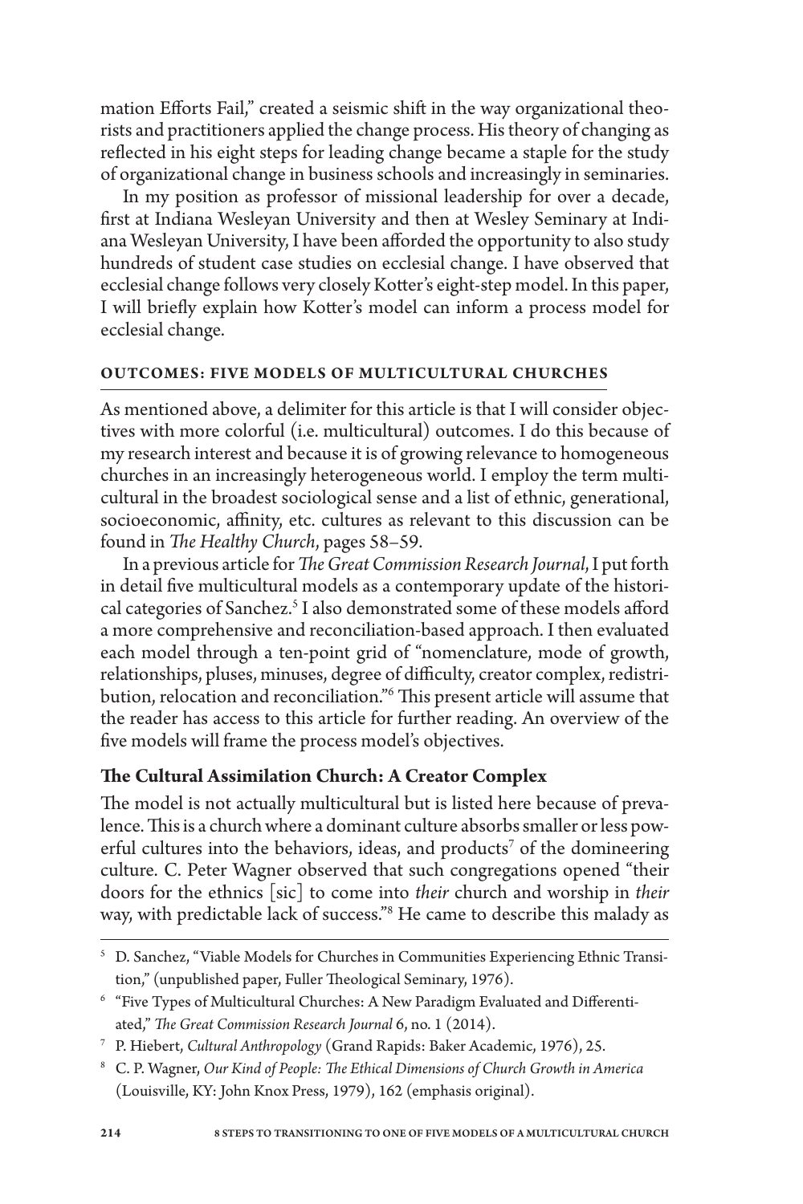mation Efforts Fail," created a seismic shift in the way organizational theorists and practitioners applied the change process. His theory of changing as reflected in his eight steps for leading change became a staple for the study of organizational change in business schools and increasingly in seminaries.

In my position as professor of missional leadership for over a decade, first at Indiana Wesleyan University and then at Wesley Seminary at Indiana Wesleyan University, I have been afforded the opportunity to also study hundreds of student case studies on ecclesial change. I have observed that ecclesial change follows very closely Kotter's eight-step model. In this paper, I will briefly explain how Kotter's model can inform a process model for ecclesial change.

## OUTCOMES: FIVE MODELS OF MULTICULTURAL CHURCHES

As mentioned above, a delimiter for this article is that I will consider objectives with more colorful (i.e. multicultural) outcomes. I do this because of my research interest and because it is of growing relevance to homogeneous churches in an increasingly heterogeneous world. I employ the term multicultural in the broadest sociological sense and a list of ethnic, generational, socioeconomic, affinity, etc. cultures as relevant to this discussion can be found in *The Healthy Church*, pages 58–59.

In a previous article for *The Great Commission Research Journal*, I put forth in detail five multicultural models as a contemporary update of the historical categories of Sanchez.[5] I also demonstrated some of these models afford a more comprehensive and reconciliation-based approach. I then evaluated each model through a ten-point grid of "nomenclature, mode of growth, relationships, pluses, minuses, degree of difficulty, creator complex, redistribution, relocation and reconciliation."[6] This present article will assume that the reader has access to this article for further reading. An overview of the five models will frame the process model's objectives.

### The Cultural Assimilation Church: A Creator Complex

The model is not actually multicultural but is listed here because of prevalence. This is a church where a dominant culture absorbs smaller or less powerful cultures into the behaviors, ideas, and products[7] of the domineering culture. C. Peter Wagner observed that such congregations opened "their doors for the ethnics [sic] to come into *their* church and worship in *their* way, with predictable lack of success."[8] He came to describe this malady as

[5] D. Sanchez, "Viable Models for Churches in Communities Experiencing Ethnic Transition," (unpublished paper, Fuller Theological Seminary, 1976).

[6] "Five Types of Multicultural Churches: A New Paradigm Evaluated and Differentiated," *The Great Commission Research Journal* 6, no. 1 (2014).

[7] P. Hiebert, *Cultural Anthropology* (Grand Rapids: Baker Academic, 1976), 25.

[8] C. P. Wagner, *Our Kind of People: The Ethical Dimensions of Church Growth in America* (Louisville, KY: John Knox Press, 1979), 162 (emphasis original).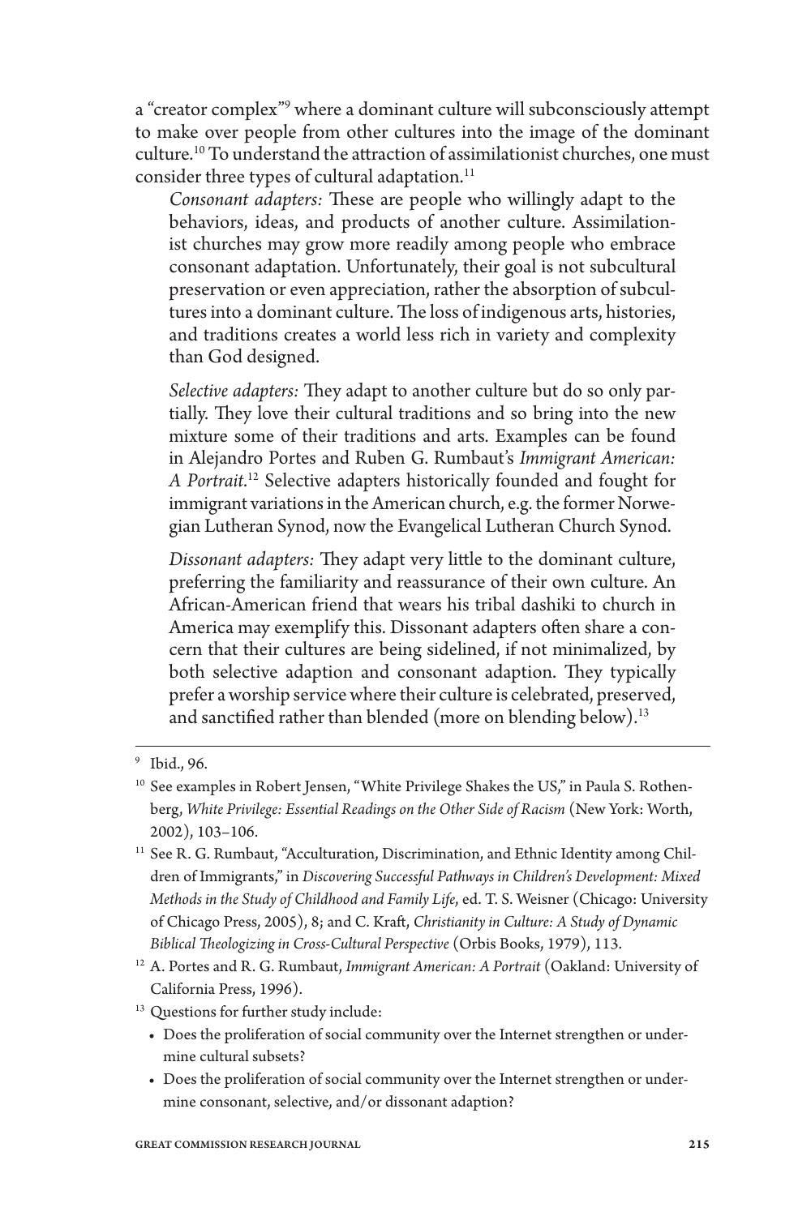a "creator complex"[9] where a dominant culture will subconsciously attempt to make over people from other cultures into the image of the dominant culture.[10] To understand the attraction of assimilationist churches, one must consider three types of cultural adaptation.[11]

> *Consonant adapters:* These are people who willingly adapt to the behaviors, ideas, and products of another culture. Assimilationist churches may grow more readily among people who embrace consonant adaptation. Unfortunately, their goal is not subcultural preservation or even appreciation, rather the absorption of subcultures into a dominant culture. The loss of indigenous arts, histories, and traditions creates a world less rich in variety and complexity than God designed.
>
> *Selective adapters:* They adapt to another culture but do so only partially. They love their cultural traditions and so bring into the new mixture some of their traditions and arts. Examples can be found in Alejandro Portes and Ruben G. Rumbaut's *Immigrant American: A Portrait.*[12] Selective adapters historically founded and fought for immigrant variations in the American church, e.g. the former Norwegian Lutheran Synod, now the Evangelical Lutheran Church Synod.
>
> *Dissonant adapters:* They adapt very little to the dominant culture, preferring the familiarity and reassurance of their own culture. An African-American friend that wears his tribal dashiki to church in America may exemplify this. Dissonant adapters often share a concern that their cultures are being sidelined, if not minimalized, by both selective adaption and consonant adaption. They typically prefer a worship service where their culture is celebrated, preserved, and sanctified rather than blended (more on blending below).[13]

---

[9] Ibid., 96.

[10] See examples in Robert Jensen, "White Privilege Shakes the US," in Paula S. Rothenberg, *White Privilege: Essential Readings on the Other Side of Racism* (New York: Worth, 2002), 103–106.

[11] See R. G. Rumbaut, "Acculturation, Discrimination, and Ethnic Identity among Children of Immigrants," in *Discovering Successful Pathways in Children's Development: Mixed Methods in the Study of Childhood and Family Life*, ed. T. S. Weisner (Chicago: University of Chicago Press, 2005), 8; and C. Kraft, *Christianity in Culture: A Study of Dynamic Biblical Theologizing in Cross-Cultural Perspective* (Orbis Books, 1979), 113.

[12] A. Portes and R. G. Rumbaut, *Immigrant American: A Portrait* (Oakland: University of California Press, 1996).

[13] Questions for further study include:

- Does the proliferation of social community over the Internet strengthen or undermine cultural subsets?
- Does the proliferation of social community over the Internet strengthen or undermine consonant, selective, and/or dissonant adaption?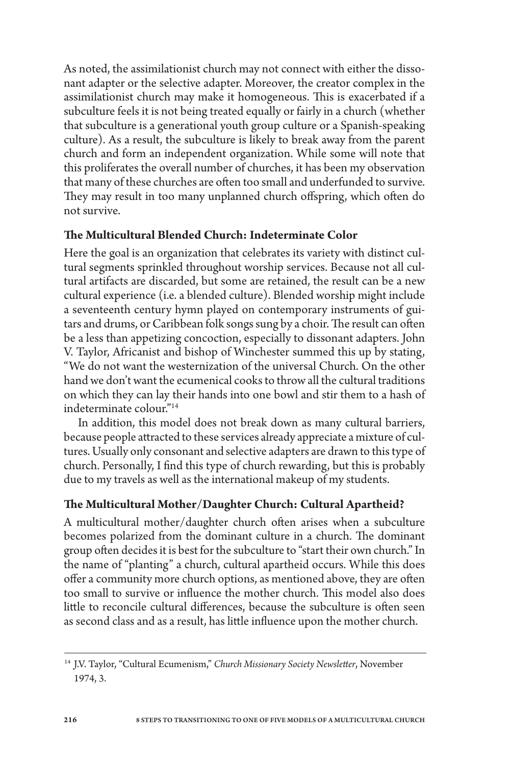As noted, the assimilationist church may not connect with either the dissonant adapter or the selective adapter. Moreover, the creator complex in the assimilationist church may make it homogeneous. This is exacerbated if a subculture feels it is not being treated equally or fairly in a church (whether that subculture is a generational youth group culture or a Spanish-speaking culture). As a result, the subculture is likely to break away from the parent church and form an independent organization. While some will note that this proliferates the overall number of churches, it has been my observation that many of these churches are often too small and underfunded to survive. They may result in too many unplanned church offspring, which often do not survive.

### The Multicultural Blended Church: Indeterminate Color

Here the goal is an organization that celebrates its variety with distinct cultural segments sprinkled throughout worship services. Because not all cultural artifacts are discarded, but some are retained, the result can be a new cultural experience (i.e. a blended culture). Blended worship might include a seventeenth century hymn played on contemporary instruments of guitars and drums, or Caribbean folk songs sung by a choir. The result can often be a less than appetizing concoction, especially to dissonant adapters. John V. Taylor, Africanist and bishop of Winchester summed this up by stating, "We do not want the westernization of the universal Church. On the other hand we don't want the ecumenical cooks to throw all the cultural traditions on which they can lay their hands into one bowl and stir them to a hash of indeterminate colour."[14]

In addition, this model does not break down as many cultural barriers, because people attracted to these services already appreciate a mixture of cultures. Usually only consonant and selective adapters are drawn to this type of church. Personally, I find this type of church rewarding, but this is probably due to my travels as well as the international makeup of my students.

### The Multicultural Mother/Daughter Church: Cultural Apartheid?

A multicultural mother/daughter church often arises when a subculture becomes polarized from the dominant culture in a church. The dominant group often decides it is best for the subculture to "start their own church." In the name of "planting" a church, cultural apartheid occurs. While this does offer a community more church options, as mentioned above, they are often too small to survive or influence the mother church. This model also does little to reconcile cultural differences, because the subculture is often seen as second class and as a result, has little influence upon the mother church.

---

[14] J.V. Taylor, "Cultural Ecumenism," *Church Missionary Society Newsletter*, November 1974, 3.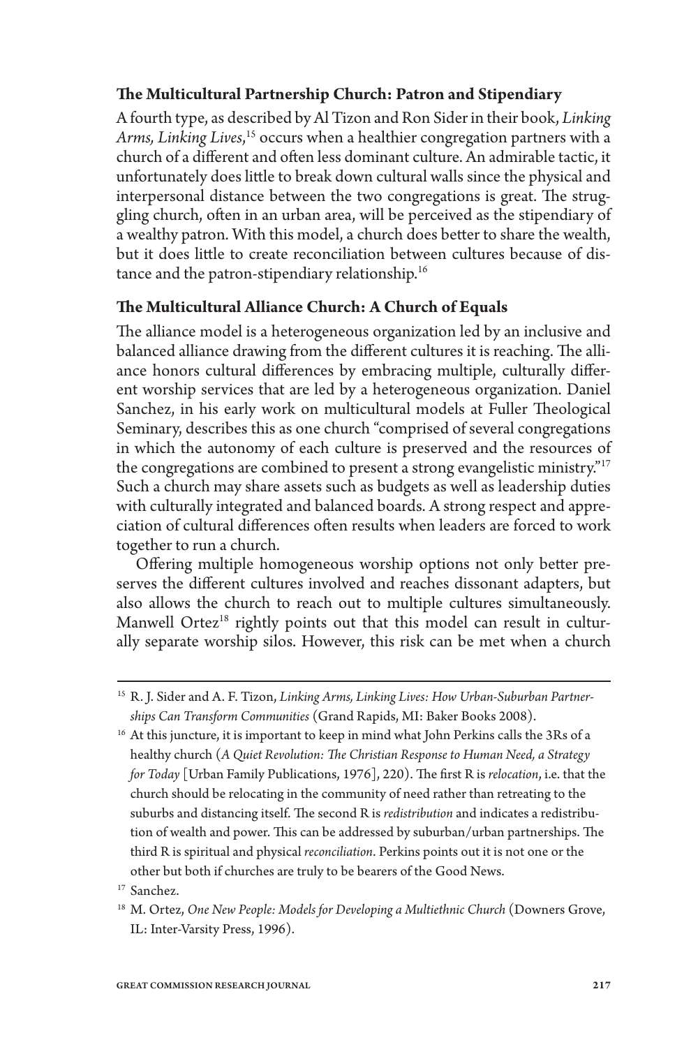### The Multicultural Partnership Church: Patron and Stipendiary

A fourth type, as described by Al Tizon and Ron Sider in their book, *Linking Arms, Linking Lives*,[15] occurs when a healthier congregation partners with a church of a different and often less dominant culture. An admirable tactic, it unfortunately does little to break down cultural walls since the physical and interpersonal distance between the two congregations is great. The struggling church, often in an urban area, will be perceived as the stipendiary of a wealthy patron. With this model, a church does better to share the wealth, but it does little to create reconciliation between cultures because of distance and the patron-stipendiary relationship.[16]

### The Multicultural Alliance Church: A Church of Equals

The alliance model is a heterogeneous organization led by an inclusive and balanced alliance drawing from the different cultures it is reaching. The alliance honors cultural differences by embracing multiple, culturally different worship services that are led by a heterogeneous organization. Daniel Sanchez, in his early work on multicultural models at Fuller Theological Seminary, describes this as one church "comprised of several congregations in which the autonomy of each culture is preserved and the resources of the congregations are combined to present a strong evangelistic ministry."[17] Such a church may share assets such as budgets as well as leadership duties with culturally integrated and balanced boards. A strong respect and appreciation of cultural differences often results when leaders are forced to work together to run a church.

Offering multiple homogeneous worship options not only better preserves the different cultures involved and reaches dissonant adapters, but also allows the church to reach out to multiple cultures simultaneously. Manwell Ortez[18] rightly points out that this model can result in culturally separate worship silos. However, this risk can be met when a church

---

[15] R. J. Sider and A. F. Tizon, *Linking Arms, Linking Lives: How Urban-Suburban Partnerships Can Transform Communities* (Grand Rapids, MI: Baker Books 2008).

[16] At this juncture, it is important to keep in mind what John Perkins calls the 3Rs of a healthy church (*A Quiet Revolution: The Christian Response to Human Need, a Strategy for Today* [Urban Family Publications, 1976], 220). The first R is *relocation*, i.e. that the church should be relocating in the community of need rather than retreating to the suburbs and distancing itself. The second R is *redistribution* and indicates a redistribution of wealth and power. This can be addressed by suburban/urban partnerships. The third R is spiritual and physical *reconciliation*. Perkins points out it is not one or the other but both if churches are truly to be bearers of the Good News.

[17] Sanchez.

[18] M. Ortez, *One New People: Models for Developing a Multiethnic Church* (Downers Grove, IL: Inter-Varsity Press, 1996).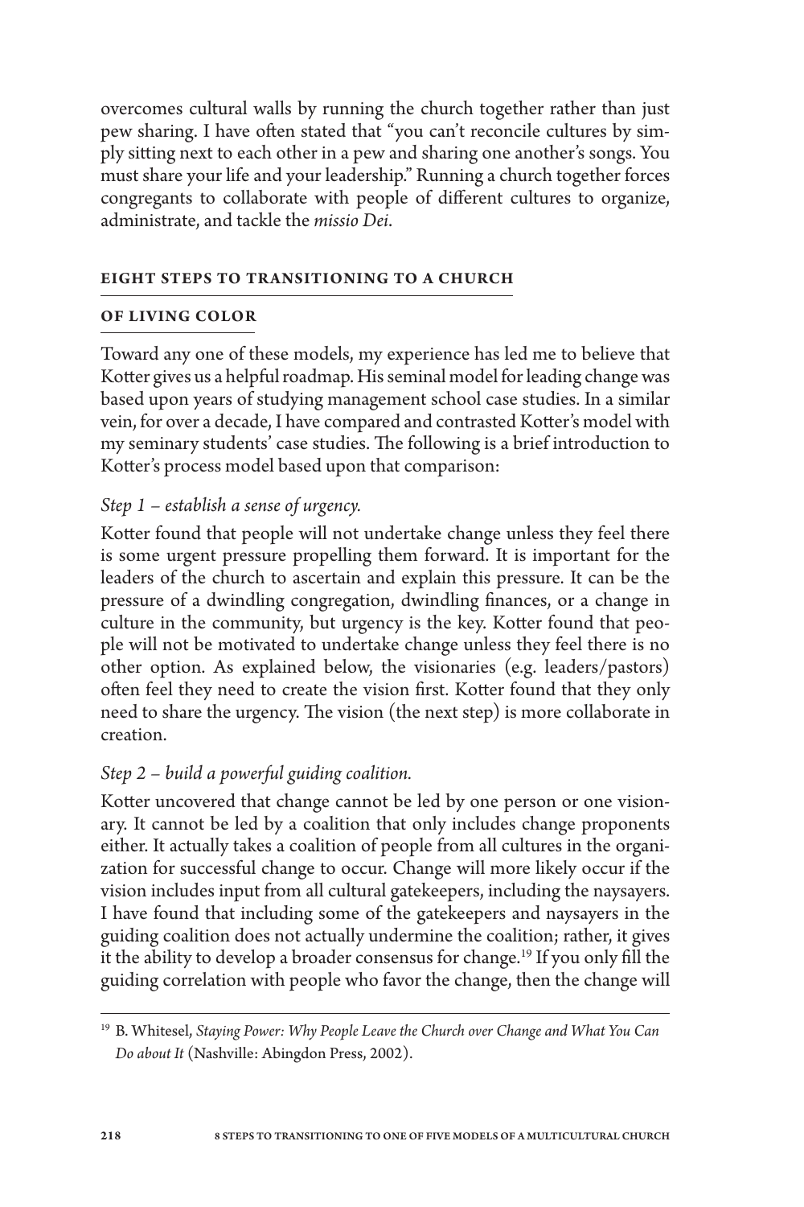overcomes cultural walls by running the church together rather than just pew sharing. I have often stated that "you can't reconcile cultures by simply sitting next to each other in a pew and sharing one another's songs. You must share your life and your leadership." Running a church together forces congregants to collaborate with people of different cultures to organize, administrate, and tackle the *missio Dei*.

## EIGHT STEPS TO TRANSITIONING TO A CHURCH OF LIVING COLOR

Toward any one of these models, my experience has led me to believe that Kotter gives us a helpful roadmap. His seminal model for leading change was based upon years of studying management school case studies. In a similar vein, for over a decade, I have compared and contrasted Kotter's model with my seminary students' case studies. The following is a brief introduction to Kotter's process model based upon that comparison:

*Step 1 – establish a sense of urgency.*

Kotter found that people will not undertake change unless they feel there is some urgent pressure propelling them forward. It is important for the leaders of the church to ascertain and explain this pressure. It can be the pressure of a dwindling congregation, dwindling finances, or a change in culture in the community, but urgency is the key. Kotter found that people will not be motivated to undertake change unless they feel there is no other option. As explained below, the visionaries (e.g. leaders/pastors) often feel they need to create the vision first. Kotter found that they only need to share the urgency. The vision (the next step) is more collaborate in creation.

*Step 2 – build a powerful guiding coalition.*

Kotter uncovered that change cannot be led by one person or one visionary. It cannot be led by a coalition that only includes change proponents either. It actually takes a coalition of people from all cultures in the organization for successful change to occur. Change will more likely occur if the vision includes input from all cultural gatekeepers, including the naysayers. I have found that including some of the gatekeepers and naysayers in the guiding coalition does not actually undermine the coalition; rather, it gives it the ability to develop a broader consensus for change.[19] If you only fill the guiding correlation with people who favor the change, then the change will

[19] B. Whitesel, *Staying Power: Why People Leave the Church over Change and What You Can Do about It* (Nashville: Abingdon Press, 2002).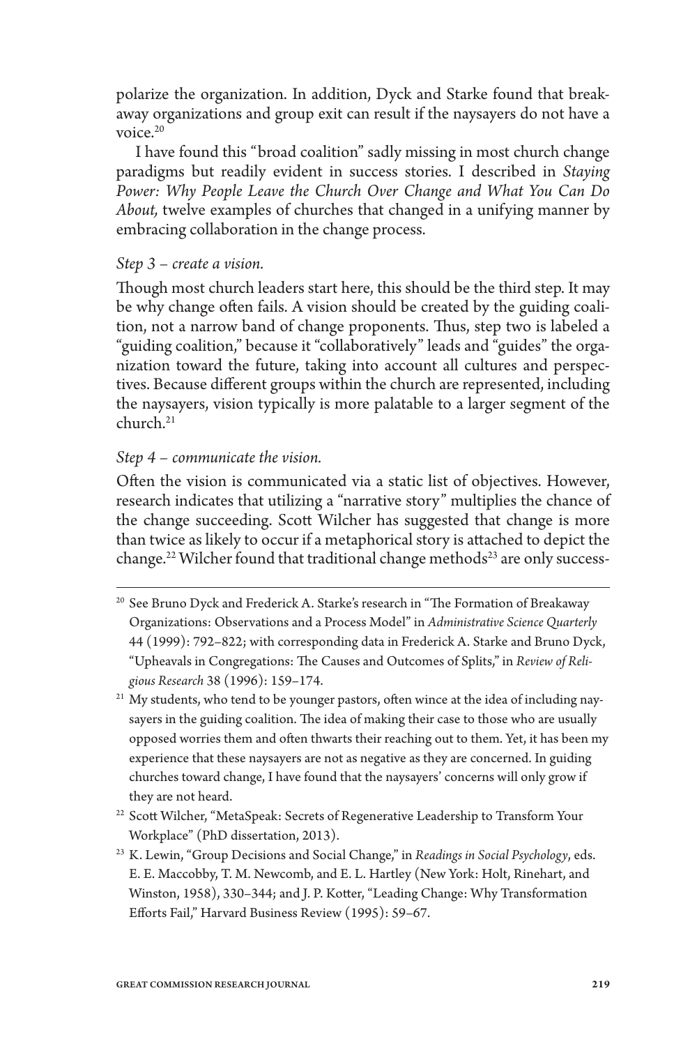polarize the organization. In addition, Dyck and Starke found that breakaway organizations and group exit can result if the naysayers do not have a voice.[20]

I have found this "broad coalition" sadly missing in most church change paradigms but readily evident in success stories. I described in *Staying Power: Why People Leave the Church Over Change and What You Can Do About,* twelve examples of churches that changed in a unifying manner by embracing collaboration in the change process.

*Step 3 – create a vision.*

Though most church leaders start here, this should be the third step. It may be why change often fails. A vision should be created by the guiding coalition, not a narrow band of change proponents. Thus, step two is labeled a "guiding coalition," because it "collaboratively" leads and "guides" the organization toward the future, taking into account all cultures and perspectives. Because different groups within the church are represented, including the naysayers, vision typically is more palatable to a larger segment of the church.[21]

*Step 4 – communicate the vision.*

Often the vision is communicated via a static list of objectives. However, research indicates that utilizing a "narrative story" multiplies the chance of the change succeeding. Scott Wilcher has suggested that change is more than twice as likely to occur if a metaphorical story is attached to depict the change.[22] Wilcher found that traditional change methods[23] are only success-

---

[20] See Bruno Dyck and Frederick A. Starke's research in "The Formation of Breakaway Organizations: Observations and a Process Model" in *Administrative Science Quarterly* 44 (1999): 792–822; with corresponding data in Frederick A. Starke and Bruno Dyck, "Upheavals in Congregations: The Causes and Outcomes of Splits," in *Review of Religious Research* 38 (1996): 159–174.

[21] My students, who tend to be younger pastors, often wince at the idea of including naysayers in the guiding coalition. The idea of making their case to those who are usually opposed worries them and often thwarts their reaching out to them. Yet, it has been my experience that these naysayers are not as negative as they are concerned. In guiding churches toward change, I have found that the naysayers' concerns will only grow if they are not heard.

[22] Scott Wilcher, "MetaSpeak: Secrets of Regenerative Leadership to Transform Your Workplace" (PhD dissertation, 2013).

[23] K. Lewin, "Group Decisions and Social Change," in *Readings in Social Psychology*, eds. E. E. Maccobby, T. M. Newcomb, and E. L. Hartley (New York: Holt, Rinehart, and Winston, 1958), 330–344; and J. P. Kotter, "Leading Change: Why Transformation Efforts Fail," Harvard Business Review (1995): 59–67.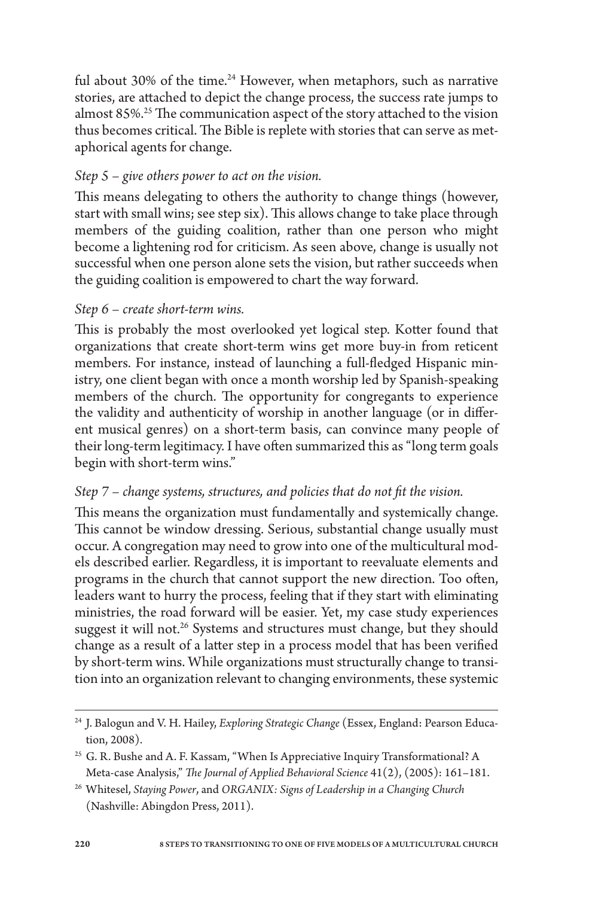ful about 30% of the time.[24] However, when metaphors, such as narrative stories, are attached to depict the change process, the success rate jumps to almost 85%.[25] The communication aspect of the story attached to the vision thus becomes critical. The Bible is replete with stories that can serve as metaphorical agents for change.

*Step 5 – give others power to act on the vision.*

This means delegating to others the authority to change things (however, start with small wins; see step six). This allows change to take place through members of the guiding coalition, rather than one person who might become a lightening rod for criticism. As seen above, change is usually not successful when one person alone sets the vision, but rather succeeds when the guiding coalition is empowered to chart the way forward.

*Step 6 – create short-term wins.*

This is probably the most overlooked yet logical step. Kotter found that organizations that create short-term wins get more buy-in from reticent members. For instance, instead of launching a full-fledged Hispanic ministry, one client began with once a month worship led by Spanish-speaking members of the church. The opportunity for congregants to experience the validity and authenticity of worship in another language (or in different musical genres) on a short-term basis, can convince many people of their long-term legitimacy. I have often summarized this as "long term goals begin with short-term wins."

*Step 7 – change systems, structures, and policies that do not fit the vision.*

This means the organization must fundamentally and systemically change. This cannot be window dressing. Serious, substantial change usually must occur. A congregation may need to grow into one of the multicultural models described earlier. Regardless, it is important to reevaluate elements and programs in the church that cannot support the new direction. Too often, leaders want to hurry the process, feeling that if they start with eliminating ministries, the road forward will be easier. Yet, my case study experiences suggest it will not.[26] Systems and structures must change, but they should change as a result of a latter step in a process model that has been verified by short-term wins. While organizations must structurally change to transition into an organization relevant to changing environments, these systemic

---

[24] J. Balogun and V. H. Hailey, *Exploring Strategic Change* (Essex, England: Pearson Education, 2008).

[25] G. R. Bushe and A. F. Kassam, "When Is Appreciative Inquiry Transformational? A Meta-case Analysis," *The Journal of Applied Behavioral Science* 41(2), (2005): 161–181.

[26] Whitesel, *Staying Power*, and *ORGANIX: Signs of Leadership in a Changing Church* (Nashville: Abingdon Press, 2011).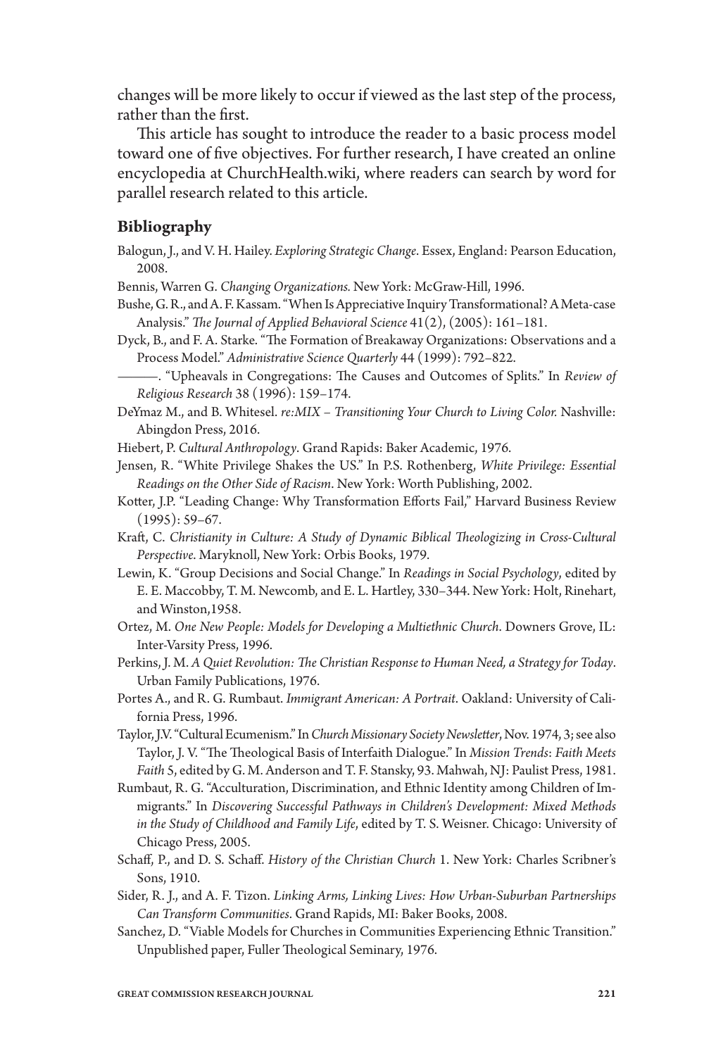changes will be more likely to occur if viewed as the last step of the process, rather than the first.

This article has sought to introduce the reader to a basic process model toward one of five objectives. For further research, I have created an online encyclopedia at ChurchHealth.wiki, where readers can search by word for parallel research related to this article.

## Bibliography

Balogun, J., and V. H. Hailey. *Exploring Strategic Change*. Essex, England: Pearson Education, 2008.

Bennis, Warren G. *Changing Organizations*. New York: McGraw-Hill, 1996.

Bushe, G. R., and A. F. Kassam. "When Is Appreciative Inquiry Transformational? A Meta-case Analysis." *The Journal of Applied Behavioral Science* 41(2), (2005): 161–181.

Dyck, B., and F. A. Starke. "The Formation of Breakaway Organizations: Observations and a Process Model." *Administrative Science Quarterly* 44 (1999): 792–822.

———. "Upheavals in Congregations: The Causes and Outcomes of Splits." In *Review of Religious Research* 38 (1996): 159–174.

DeYmaz M., and B. Whitesel. *re:MIX – Transitioning Your Church to Living Color.* Nashville: Abingdon Press, 2016.

Hiebert, P. *Cultural Anthropology*. Grand Rapids: Baker Academic, 1976.

Jensen, R. "White Privilege Shakes the US." In P.S. Rothenberg, *White Privilege: Essential Readings on the Other Side of Racism*. New York: Worth Publishing, 2002.

Kotter, J.P. "Leading Change: Why Transformation Efforts Fail," Harvard Business Review (1995): 59–67.

Kraft, C. *Christianity in Culture: A Study of Dynamic Biblical Theologizing in Cross-Cultural Perspective.* Maryknoll, New York: Orbis Books, 1979.

Lewin, K. "Group Decisions and Social Change." In *Readings in Social Psychology*, edited by E. E. Maccobby, T. M. Newcomb, and E. L. Hartley, 330–344. New York: Holt, Rinehart, and Winston,1958.

Ortez, M. *One New People: Models for Developing a Multiethnic Church*. Downers Grove, IL: Inter-Varsity Press, 1996.

Perkins, J. M. *A Quiet Revolution: The Christian Response to Human Need, a Strategy for Today*. Urban Family Publications, 1976.

Portes A., and R. G. Rumbaut. *Immigrant American: A Portrait*. Oakland: University of California Press, 1996.

Taylor, J.V. "Cultural Ecumenism." In *Church Missionary Society Newsletter*, Nov. 1974, 3; see also Taylor, J. V. "The Theological Basis of Interfaith Dialogue." In *Mission Trends*: *Faith Meets Faith* 5, edited by G. M. Anderson and T. F. Stansky, 93. Mahwah, NJ: Paulist Press, 1981.

Rumbaut, R. G. "Acculturation, Discrimination, and Ethnic Identity among Children of Immigrants." In *Discovering Successful Pathways in Children's Development: Mixed Methods in the Study of Childhood and Family Life*, edited by T. S. Weisner. Chicago: University of Chicago Press, 2005.

Schaff, P., and D. S. Schaff. *History of the Christian Church* 1. New York: Charles Scribner's Sons, 1910.

Sider, R. J., and A. F. Tizon. *Linking Arms, Linking Lives: How Urban-Suburban Partnerships Can Transform Communities*. Grand Rapids, MI: Baker Books, 2008.

Sanchez, D. "Viable Models for Churches in Communities Experiencing Ethnic Transition." Unpublished paper, Fuller Theological Seminary, 1976.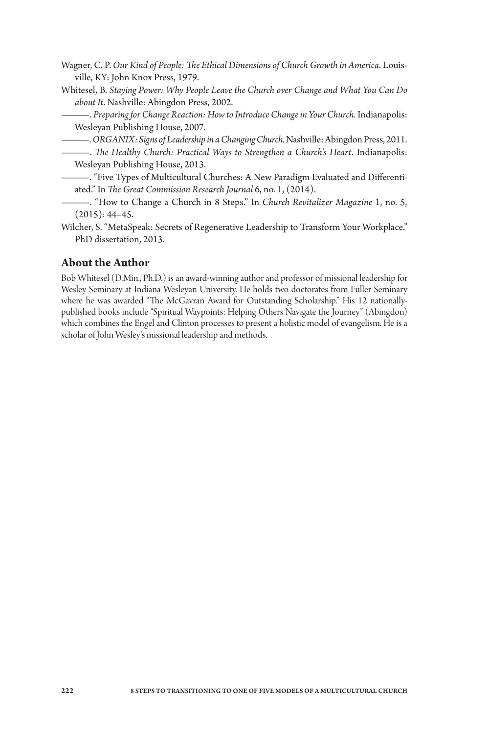Wagner, C. P. *Our Kind of People: The Ethical Dimensions of Church Growth in America*. Louisville, KY: John Knox Press, 1979.

Whitesel, B. *Staying Power: Why People Leave the Church over Change and What You Can Do about It*. Nashville: Abingdon Press, 2002.

———. *Preparing for Change Reaction: How to Introduce Change in Your Church*. Indianapolis: Wesleyan Publishing House, 2007.

———. *ORGANIX: Signs of Leadership in a Changing Church*. Nashville: Abingdon Press, 2011.

———. *The Healthy Church: Practical Ways to Strengthen a Church's Heart*. Indianapolis: Wesleyan Publishing House, 2013.

———. "Five Types of Multicultural Churches: A New Paradigm Evaluated and Differentiated." In *The Great Commission Research Journal* 6, no. 1, (2014).

———. "How to Change a Church in 8 Steps." In *Church Revitalizer Magazine* 1, no. 5, (2015): 44–45.

Wilcher, S. "MetaSpeak: Secrets of Regenerative Leadership to Transform Your Workplace." PhD dissertation, 2013.

## About the Author

Bob Whitesel (D.Min., Ph.D.) is an award-winning author and professor of missional leadership for Wesley Seminary at Indiana Wesleyan University. He holds two doctorates from Fuller Seminary where he was awarded "The McGavran Award for Outstanding Scholarship." His 12 nationally-published books include "Spiritual Waypoints: Helping Others Navigate the Journey" (Abingdon) which combines the Engel and Clinton processes to present a holistic model of evangelism. He is a scholar of John Wesley's missional leadership and methods.